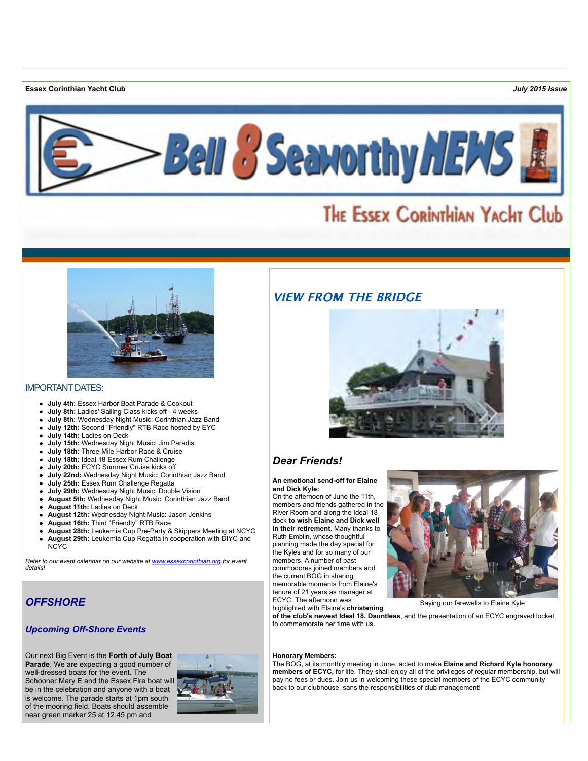**Essex Corinthian Yacht Club** *July 2015 Issue*

# Bell 8 Seaworthy NEWS

## The Essex Corinthian Yacht Club

### IMPORTANT DATES:

- **July 4th:** Essex Harbor Boat Parade & Cookout
- **July 8th:** Ladies' Sailing Class kicks off - 4 weeks
- **July 8th:** Wednesday Night Music: Corinthian Jazz Band
- **July 12th:** Second "Friendly" RTB Race hosted by EYC
- **July 14th:** Ladies on Deck
- **July 15th:** Wednesday Night Music: Jim Paradis
- **July 18th:** Three-Mile Harbor Race & Cruise
- **July 18th:** Ideal 18 Essex Rum Challenge
- **July 20th:** ECYC Summer Cruise kicks off
- **July 22nd:** Wednesday Night Music: Corinthian Jazz Band
- **July 25th:** Essex Rum Challenge Regatta
- **July 29th:** Wednesday Night Music: Double Vision
- **August 5th:** Wednesday Night Music: Corinthian Jazz Band
- **August 11th:** Ladies on Deck
- **August 12th:** Wednesday Night Music: Jason Jenkins
- **August 16th:** Third "Friendly" RTB Race
- **August 28th:** Leukemia Cup Pre-Party & Skippers Meeting at NCYC
- **August 29th:** Leukemia Cup Regatta in cooperation with DIYC and NCYC

*Refer to our event calendar on our website at www.essexcorinthian.org for event details!*

## *OFFSHORE*

### *Upcoming Off-Shore Events*

Our next Big Event is the **Forth of July Boat Parade**. We are expecting a good number of well-dressed boats for the event. The Schooner Mary E and the Essex Fire boat will be in the celebration and anyone with a boat is welcome. The parade starts at 1pm south of the mooring field. Boats should assemble near green marker 25 at 12.45 pm and

## *VIEW FROM THE BRIDGE*

### *Dear Friends!*

**An emotional send-off for Elaine and Dick Kyle:**
On the afternoon of June the 11th, members and friends gathered in the River Room and along the Ideal 18 dock **to wish Elaine and Dick well in their retirement**. Many thanks to Ruth Emblin, whose thoughtful planning made the day special for the Kyles and for so many of our members. A number of past commodores joined members and the current BOG in sharing memorable moments from Elaine's tenure of 21 years as manager at ECYC. The afternoon was highlighted with Elaine's **christening of the club's newest Ideal 18, Dauntless**, and the presentation of an ECYC engraved locket to commemorate her time with us.

Saying our farewells to Elaine Kyle

**Honorary Members:**
The BOG, at its monthly meeting in June, acted to make **Elaine and Richard Kyle honorary members of ECYC,** for life. They shall enjoy all of the privileges of regular membership, but will pay no fees or dues. Join us in welcoming these special members of the ECYC community back to our clubhouse, sans the responsibilities of club management!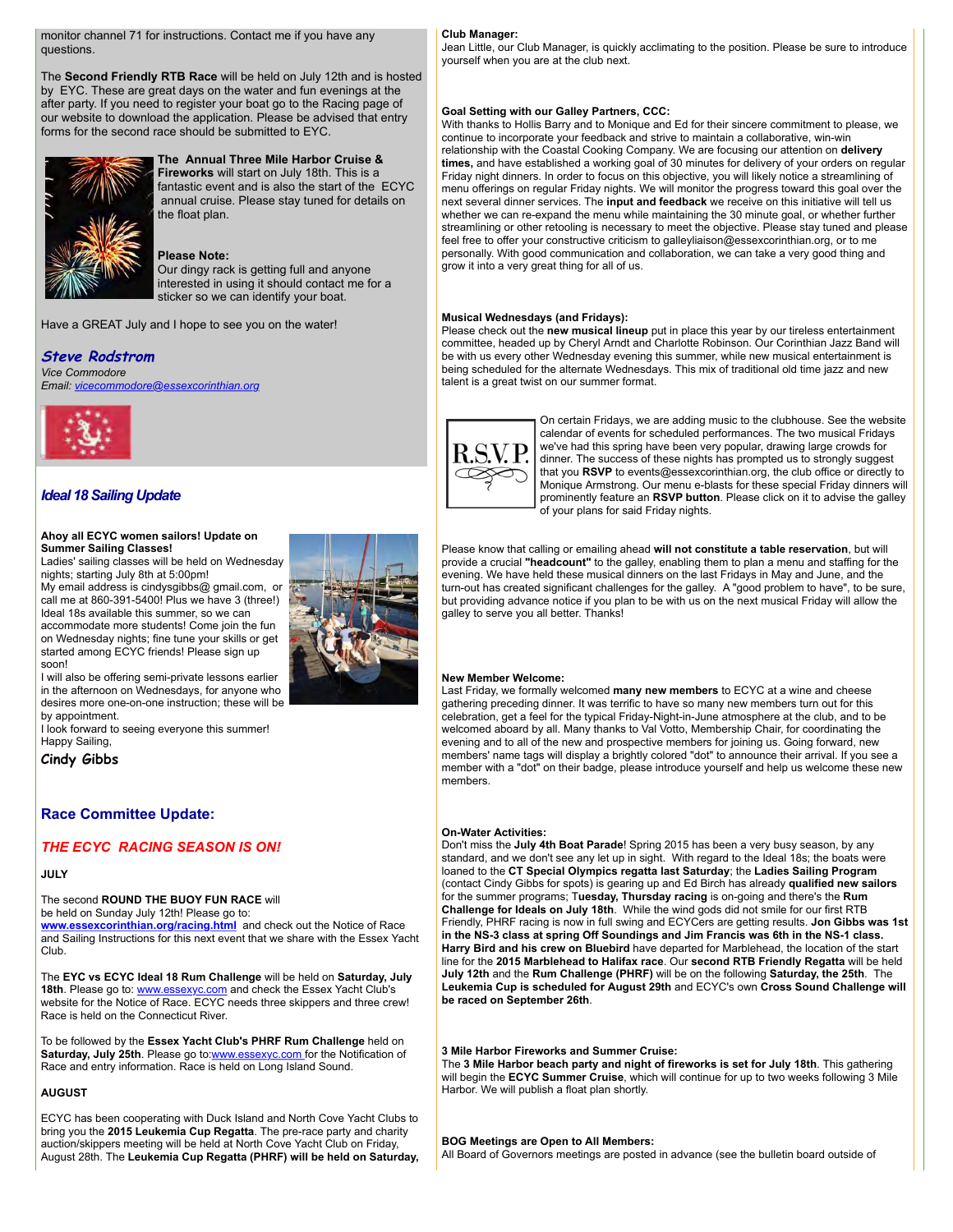monitor channel 71 for instructions. Contact me if you have any questions.

The **Second Friendly RTB Race** will be held on July 12th and is hosted by EYC. These are great days on the water and fun evenings at the after party. If you need to register your boat go to the Racing page of our website to download the application. Please be advised that entry forms for the second race should be submitted to EYC.

**The Annual Three Mile Harbor Cruise & Fireworks** will start on July 18th. This is a fantastic event and is also the start of the ECYC annual cruise. Please stay tuned for details on the float plan.

**Please Note:**
Our dingy rack is getting full and anyone interested in using it should contact me for a sticker so we can identify your boat.

Have a GREAT July and I hope to see you on the water!

***Steve Rodstrom***
*Vice Commodore*
*Email: vicecommodore@essexcorinthian.org*

## *Ideal 18 Sailing Update*

**Ahoy all ECYC women sailors! Update on Summer Sailing Classes!**
Ladies' sailing classes will be held on Wednesday nights; starting July 8th at 5:00pm!
My email address is cindysgibbs@ gmail.com, or call me at 860-391-5400! Plus we have 3 (three!) Ideal 18s available this summer, so we can accommodate more students! Come join the fun on Wednesday nights; fine tune your skills or get started among ECYC friends! Please sign up soon!
I will also be offering semi-private lessons earlier in the afternoon on Wednesdays, for anyone who desires more one-on-one instruction; these will be by appointment.
I look forward to seeing everyone this summer!
Happy Sailing,

**Cindy Gibbs**

## Race Committee Update:

### *THE ECYC RACING SEASON IS ON!*

**JULY**

The second **ROUND THE BUOY FUN RACE** will be held on Sunday July 12th! Please go to: **www.essexcorinthian.org/racing.html** and check out the Notice of Race and Sailing Instructions for this next event that we share with the Essex Yacht Club.

The **EYC vs ECYC Ideal 18 Rum Challenge** will be held on **Saturday, July 18th**. Please go to: www.essexyc.com and check the Essex Yacht Club's website for the Notice of Race. ECYC needs three skippers and three crew! Race is held on the Connecticut River.

To be followed by the **Essex Yacht Club's PHRF Rum Challenge** held on **Saturday, July 25th**. Please go to: www.essexyc.com for the Notification of Race and entry information. Race is held on Long Island Sound.

**AUGUST**

ECYC has been cooperating with Duck Island and North Cove Yacht Clubs to bring you the **2015 Leukemia Cup Regatta**. The pre-race party and charity auction/skippers meeting will be held at North Cove Yacht Club on Friday, August 28th. The **Leukemia Cup Regatta (PHRF) will be held on Saturday,**

**Club Manager:**
Jean Little, our Club Manager, is quickly acclimating to the position. Please be sure to introduce yourself when you are at the club next.

**Goal Setting with our Galley Partners, CCC:**
With thanks to Hollis Barry and to Monique and Ed for their sincere commitment to please, we continue to incorporate your feedback and strive to maintain a collaborative, win-win relationship with the Coastal Cooking Company. We are focusing our attention on **delivery times,** and have established a working goal of 30 minutes for delivery of your orders on regular Friday night dinners. In order to focus on this objective, you will likely notice a streamlining of menu offerings on regular Friday nights. We will monitor the progress toward this goal over the next several dinner services. The **input and feedback** we receive on this initiative will tell us whether we can re-expand the menu while maintaining the 30 minute goal, or whether further streamlining or other retooling is necessary to meet the objective. Please stay tuned and please feel free to offer your constructive criticism to galleyliaison@essexcorinthian.org, or to me personally. With good communication and collaboration, we can take a very good thing and grow it into a very great thing for all of us.

**Musical Wednesdays (and Fridays):**
Please check out the **new musical lineup** put in place this year by our tireless entertainment committee, headed up by Cheryl Arndt and Charlotte Robinson. Our Corinthian Jazz Band will be with us every other Wednesday evening this summer, while new musical entertainment is being scheduled for the alternate Wednesdays. This mix of traditional old time jazz and new talent is a great twist on our summer format.

On certain Fridays, we are adding music to the clubhouse. See the website calendar of events for scheduled performances. The two musical Fridays we've had this spring have been very popular, drawing large crowds for dinner. The success of these nights has prompted us to strongly suggest that you **RSVP** to events@essexcorinthian.org, the club office or directly to Monique Armstrong. Our menu e-blasts for these special Friday dinners will prominently feature an **RSVP button**. Please click on it to advise the galley of your plans for said Friday nights.

Please know that calling or emailing ahead **will not constitute a table reservation**, but will provide a courtesy **"headcount"** to the galley, enabling them to plan a menu and staffing for the evening. We have held these musical dinners on the last Fridays in May and June, and the turn-out has created significant challenges for the galley. A "good problem to have", to be sure, but providing advance notice if you plan to be with us on the next musical Friday will allow the galley to serve you all better. Thanks!

**New Member Welcome:**
Last Friday, we formally welcomed **many new members** to ECYC at a wine and cheese gathering preceding dinner. It was terrific to have so many new members turn out for this celebration, get a feel for the typical Friday-Night-in-June atmosphere at the club, and to be welcomed aboard by all. Many thanks to Val Votto, Membership Chair, for coordinating the evening and to all of the new and prospective members for joining us. Going forward, new members' name tags will display a brightly colored "dot" to announce their arrival. If you see a member with a "dot" on their badge, please introduce yourself and help us welcome these new members.

**On-Water Activities:**
Don't miss the **July 4th Boat Parade**! Spring 2015 has been a very busy season, by any standard, and we don't see any let up in sight. With regard to the Ideal 18s; the boats were loaned to the **CT Special Olympics regatta last Saturday**; the **Ladies Sailing Program** (contact Cindy Gibbs for spots) is gearing up and Ed Birch has already **qualified new sailors** for the summer programs; T**uesday, Thursday racing** is on-going and there's the **Rum Challenge for Ideals on July 18th**. While the wind gods did not smile for our first RTB Friendly, PHRF racing is now in full swing and ECYCers are getting results. **Jon Gibbs was 1st in the NS-3 class at spring Off Soundings and Jim Francis was 6th in the NS-1 class. Harry Bird and his crew on Bluebird** have departed for Marblehead, the location of the start line for the **2015 Marblehead to Halifax race**. Our **second RTB Friendly Regatta** will be held **July 12th** and the **Rum Challenge (PHRF)** will be on the following **Saturday, the 25th**. The **Leukemia Cup is scheduled for August 29th** and ECYC's own **Cross Sound Challenge will be raced on September 26th**.

**3 Mile Harbor Fireworks and Summer Cruise:**
The **3 Mile Harbor beach party and night of fireworks is set for July 18th**. This gathering will begin the **ECYC Summer Cruise**, which will continue for up to two weeks following 3 Mile Harbor. We will publish a float plan shortly.

**BOG Meetings are Open to All Members:**
All Board of Governors meetings are posted in advance (see the bulletin board outside of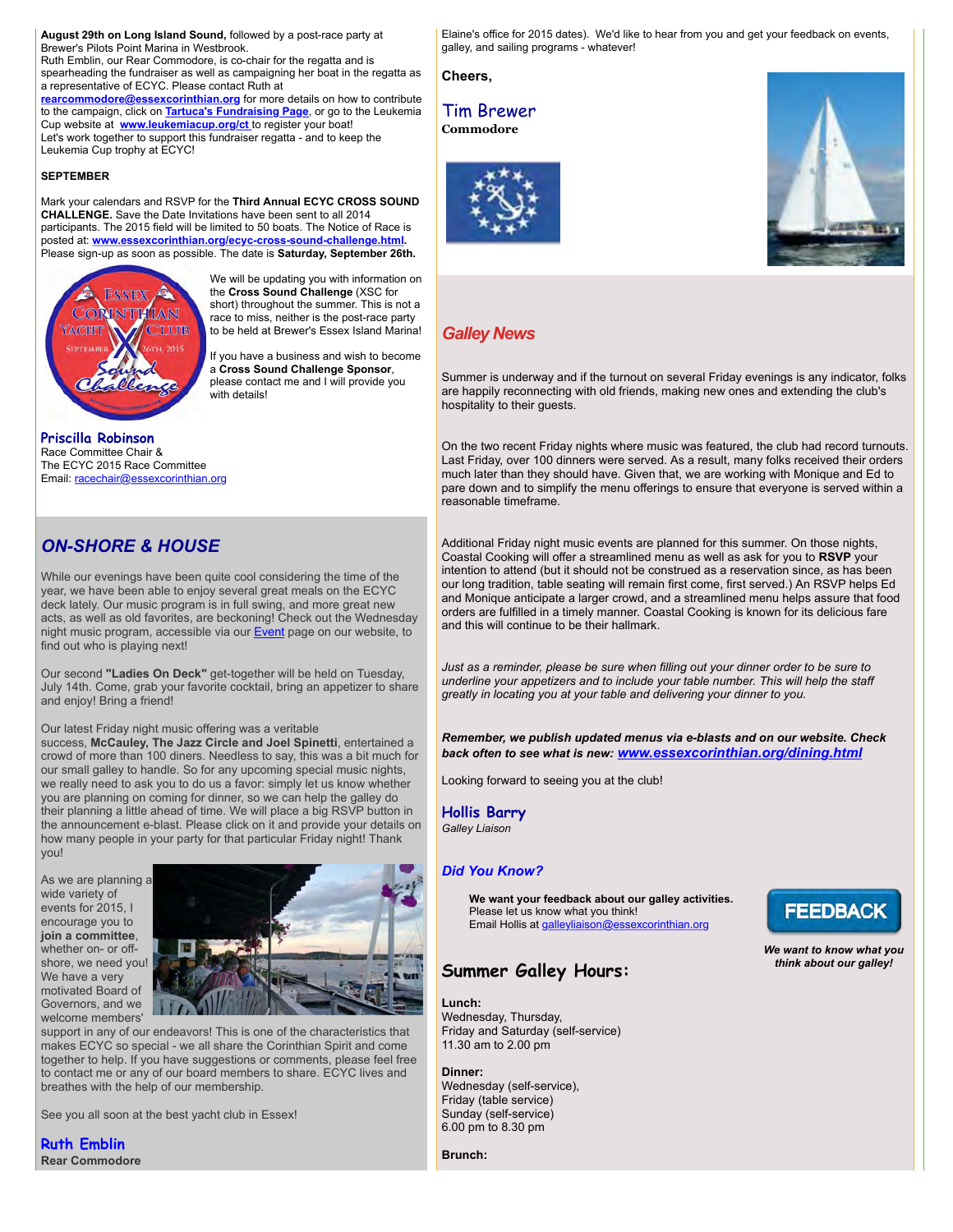**August 29th on Long Island Sound,** followed by a post-race party at Brewer's Pilots Point Marina in Westbrook.
Ruth Emblin, our Rear Commodore, is co-chair for the regatta and is spearheading the fundraiser as well as campaigning her boat in the regatta as a representative of ECYC. Please contact Ruth at **rearcommodore@essexcorinthian.org** for more details on how to contribute to the campaign, click on **Tartuca's Fundraising Page**, or go to the Leukemia Cup website at **www.leukemiacup.org/ct** to register your boat!
Let's work together to support this fundraiser regatta - and to keep the Leukemia Cup trophy at ECYC!

**SEPTEMBER**

Mark your calendars and RSVP for the **Third Annual ECYC CROSS SOUND CHALLENGE.** Save the Date Invitations have been sent to all 2014 participants. The 2015 field will be limited to 50 boats. The Notice of Race is posted at: **www.essexcorinthian.org/ecyc-cross-sound-challenge.html.** Please sign-up as soon as possible. The date is **Saturday, September 26th.**

We will be updating you with information on the **Cross Sound Challenge** (XSC for short) throughout the summer. This is not a race to miss, neither is the post-race party to be held at Brewer's Essex Island Marina!

If you have a business and wish to become a **Cross Sound Challenge Sponsor**, please contact me and I will provide you with details!

**Priscilla Robinson**
Race Committee Chair &
The ECYC 2015 Race Committee
Email: racechair@essexcorinthian.org

## ON-SHORE & HOUSE

While our evenings have been quite cool considering the time of the year, we have been able to enjoy several great meals on the ECYC deck lately. Our music program is in full swing, and more great new acts, as well as old favorites, are beckoning! Check out the Wednesday night music program, accessible via our Event page on our website, to find out who is playing next!

Our second **"Ladies On Deck"** get-together will be held on Tuesday, July 14th. Come, grab your favorite cocktail, bring an appetizer to share and enjoy! Bring a friend!

Our latest Friday night music offering was a veritable success, **McCauley, The Jazz Circle and Joel Spinetti**, entertained a crowd of more than 100 diners. Needless to say, this was a bit much for our small galley to handle. So for any upcoming special music nights, we really need to ask you to do us a favor: simply let us know whether you are planning on coming for dinner, so we can help the galley do their planning a little ahead of time. We will place a big RSVP button in the announcement e-blast. Please click on it and provide your details on how many people in your party for that particular Friday night! Thank you!

As we are planning a wide variety of events for 2015, I encourage you to **join a committee**, whether on- or off-shore, we need you! We have a very motivated Board of Governors, and we welcome members' support in any of our endeavors! This is one of the characteristics that makes ECYC so special - we all share the Corinthian Spirit and come together to help. If you have suggestions or comments, please feel free to contact me or any of our board members to share. ECYC lives and breathes with the help of our membership.

See you all soon at the best yacht club in Essex!

**Ruth Emblin**
**Rear Commodore**

Elaine's office for 2015 dates). We'd like to hear from you and get your feedback on events, galley, and sailing programs - whatever!

**Cheers,**

**Tim Brewer**
**Commodore**

## Galley News

Summer is underway and if the turnout on several Friday evenings is any indicator, folks are happily reconnecting with old friends, making new ones and extending the club's hospitality to their guests.

On the two recent Friday nights where music was featured, the club had record turnouts. Last Friday, over 100 dinners were served. As a result, many folks received their orders much later than they should have. Given that, we are working with Monique and Ed to pare down and to simplify the menu offerings to ensure that everyone is served within a reasonable timeframe.

Additional Friday night music events are planned for this summer. On those nights, Coastal Cooking will offer a streamlined menu as well as ask for you to **RSVP** your intention to attend (but it should not be construed as a reservation since, as has been our long tradition, table seating will remain first come, first served.) An RSVP helps Ed and Monique anticipate a larger crowd, and a streamlined menu helps assure that food orders are fulfilled in a timely manner. Coastal Cooking is known for its delicious fare and this will continue to be their hallmark.

*Just as a reminder, please be sure when filling out your dinner order to be sure to underline your appetizers and to include your table number. This will help the staff greatly in locating you at your table and delivering your dinner to you.*

***Remember, we publish updated menus via e-blasts and on our website. Check back often to see what is new: www.essexcorinthian.org/dining.html***

Looking forward to seeing you at the club!

**Hollis Barry**
*Galley Liaison*

### Did You Know?

**We want your feedback about our galley activities.**
Please let us know what you think!
Email Hollis at galleyliaison@essexcorinthian.org

FEEDBACK

***We want to know what you think about our galley!***

### Summer Galley Hours:

**Lunch:**
Wednesday, Thursday,
Friday and Saturday (self-service)
11.30 am to 2.00 pm

**Dinner:**
Wednesday (self-service),
Friday (table service)
Sunday (self-service)
6.00 pm to 8.30 pm

**Brunch:**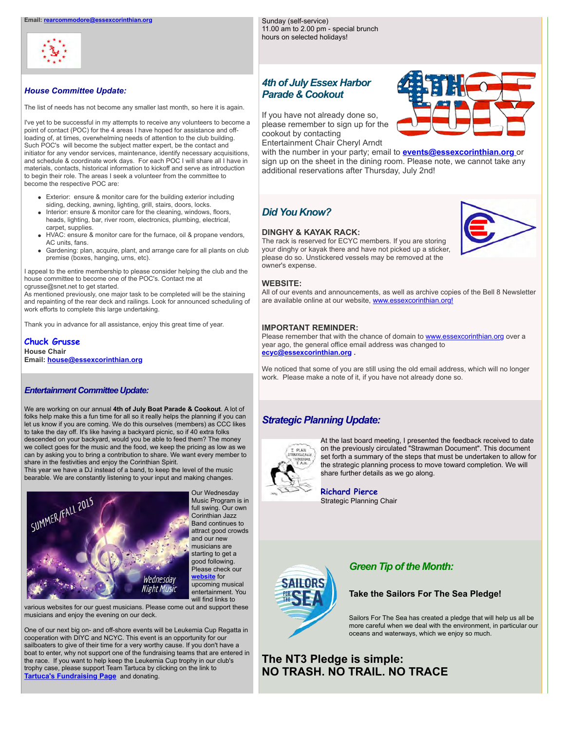**Email: rearcommodore@essexcorinthian.org**

### *House Committee Update:*

The list of needs has not become any smaller last month, so here it is again.

I've yet to be successful in my attempts to receive any volunteers to become a point of contact (POC) for the 4 areas I have hoped for assistance and off-loading of, at times, overwhelming needs of attention to the club building. Such POC's will become the subject matter expert, be the contact and initiator for any vendor services, maintenance, identify necessary acquisitions, and schedule & coordinate work days. For each POC I will share all I have in materials, contacts, historical information to kickoff and serve as introduction to begin their role. The areas I seek a volunteer from the committee to become the respective POC are:

- Exterior: ensure & monitor care for the building exterior including siding, decking, awning, lighting, grill, stairs, doors, locks.
- Interior: ensure & monitor care for the cleaning, windows, floors, heads, lighting, bar, river room, electronics, plumbing, electrical, carpet, supplies.
- HVAC: ensure & monitor care for the furnace, oil & propane vendors, AC units, fans.
- Gardening: plan, acquire, plant, and arrange care for all plants on club premise (boxes, hanging, urns, etc).

I appeal to the entire membership to please consider helping the club and the house committee to become one of the POC's. Contact me at cgrusse@snet.net to get started.
As mentioned previously, one major task to be completed will be the staining and repainting of the rear deck and railings. Look for announced scheduling of work efforts to complete this large undertaking.

Thank you in advance for all assistance, enjoy this great time of year.

**Chuck Grusse**
**House Chair**
**Email: house@essexcorinthian.org**

### *Entertainment Committee Update:*

We are working on our annual **4th of July Boat Parade & Cookout**. A lot of folks help make this a fun time for all so it really helps the planning if you can let us know if you are coming. We do this ourselves (members) as CCC likes to take the day off. It's like having a backyard picnic, so if 40 extra folks descended on your backyard, would you be able to feed them? The money we collect goes for the music and the food, we keep the pricing as low as we can by asking you to bring a contribution to share. We want every member to share in the festivities and enjoy the Corinthian Spirit.
This year we have a DJ instead of a band, to keep the level of the music bearable. We are constantly listening to your input and making changes.

Our Wednesday Music Program is in full swing. Our own Corinthian Jazz Band continues to attract good crowds and our new musicians are starting to get a good following. Please check our **website** for upcoming musical entertainment. You will find links to various websites for our guest musicians. Please come out and support these musicians and enjoy the evening on our deck.

One of our next big on- and off-shore events will be Leukemia Cup Regatta in cooperation with DIYC and NCYC. This event is an opportunity for our sailboaters to give of their time for a very worthy cause. If you don't have a boat to enter, why not support one of the fundraising teams that are entered in the race. If you want to help keep the Leukemia Cup trophy in our club's trophy case, please support Team Tartuca by clicking on the link to **Tartuca's Fundraising Page** and donating.

Sunday (self-service)
11.00 am to 2.00 pm - special brunch hours on selected holidays!

### *4th of July Essex Harbor Parade & Cookout*

If you have not already done so, please remember to sign up for the cookout by contacting Entertainment Chair Cheryl Arndt with the number in your party; email to **events@essexcorinthian.org** or sign up on the sheet in the dining room. Please note, we cannot take any additional reservations after Thursday, July 2nd!

### *Did You Know?*

**DINGHY & KAYAK RACK:**
The rack is reserved for ECYC members. If you are storing your dinghy or kayak there and have not picked up a sticker, please do so. Unstickered vessels may be removed at the owner's expense.

**WEBSITE:**
All of our events and announcements, as well as archive copies of the Bell 8 Newsletter are available online at our website, www.essexcorinthian.org!

**IMPORTANT REMINDER:**
Please remember that with the chance of domain to www.essexcorinthian.org over a year ago, the general office email address was changed to **ecyc@essexcorinthian.org** .

We noticed that some of you are still using the old email address, which will no longer work. Please make a note of it, if you have not already done so.

### *Strategic Planning Update:*

At the last board meeting, I presented the feedback received to date on the previously circulated "Strawman Document". This document set forth a summary of the steps that must be undertaken to allow for the strategic planning process to move toward completion. We will share further details as we go along.

**Richard Pierce**
Strategic Planning Chair

### *Green Tip of the Month:*

**Take the Sailors For The Sea Pledge!**

Sailors For The Sea has created a pledge that will help us all be more careful when we deal with the environment, in particular our oceans and waterways, which we enjoy so much.

## The NT3 Pledge is simple:
## NO TRASH. NO TRAIL. NO TRACE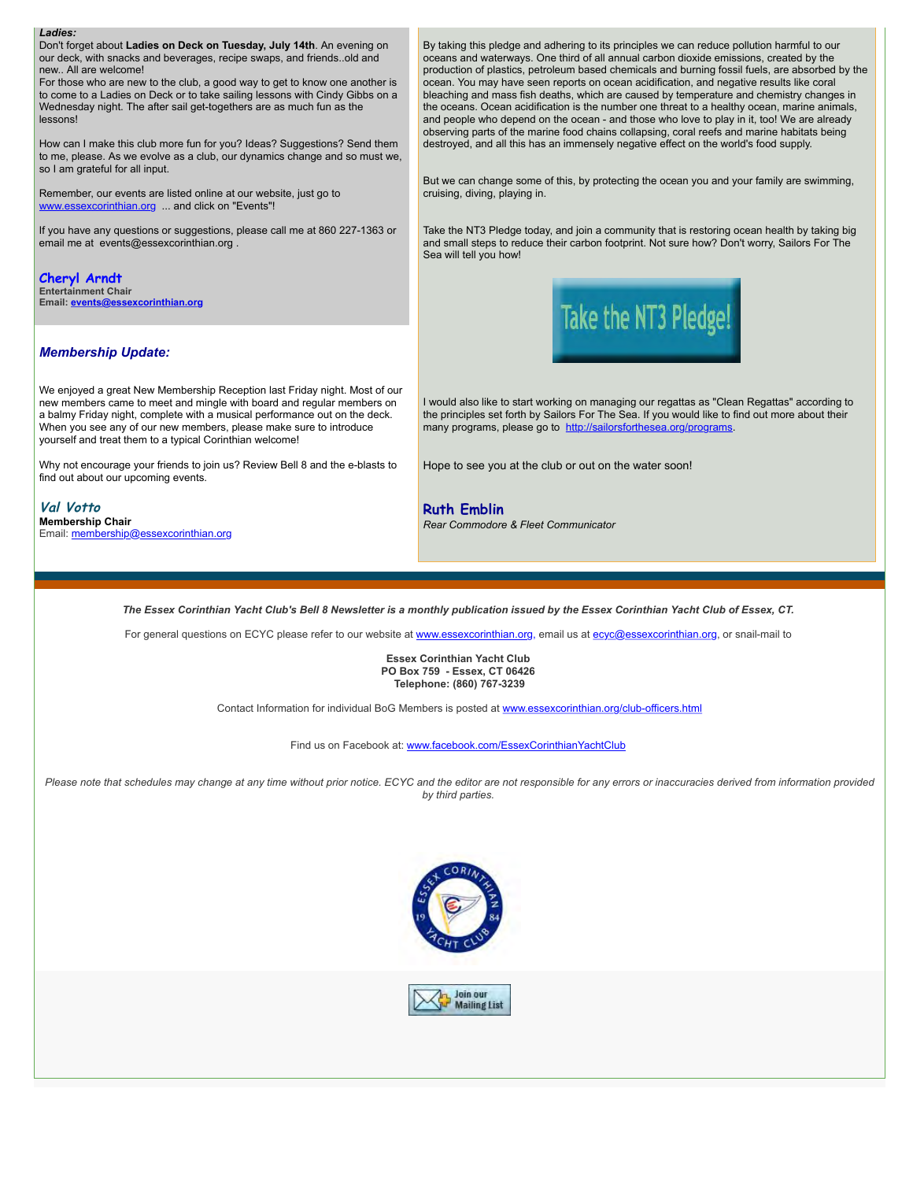***Ladies:***

Don't forget about **Ladies on Deck on Tuesday, July 14th**. An evening on our deck, with snacks and beverages, recipe swaps, and friends..old and new.. All are welcome!

For those who are new to the club, a good way to get to know one another is to come to a Ladies on Deck or to take sailing lessons with Cindy Gibbs on a Wednesday night. The after sail get-togethers are as much fun as the lessons!

How can I make this club more fun for you? Ideas? Suggestions? Send them to me, please. As we evolve as a club, our dynamics change and so must we, so I am grateful for all input.

Remember, our events are listed online at our website, just go to www.essexcorinthian.org ... and click on "Events"!

If you have any questions or suggestions, please call me at 860 227-1363 or email me at events@essexcorinthian.org .

**Cheryl Arndt**
**Entertainment Chair**
**Email: events@essexcorinthian.org**

## *Membership Update:*

We enjoyed a great New Membership Reception last Friday night. Most of our new members came to meet and mingle with board and regular members on a balmy Friday night, complete with a musical performance out on the deck. When you see any of our new members, please make sure to introduce yourself and treat them to a typical Corinthian welcome!

Why not encourage your friends to join us? Review Bell 8 and the e-blasts to find out about our upcoming events.

***Val Votto***
**Membership Chair**
Email: membership@essexcorinthian.org

By taking this pledge and adhering to its principles we can reduce pollution harmful to our oceans and waterways. One third of all annual carbon dioxide emissions, created by the production of plastics, petroleum based chemicals and burning fossil fuels, are absorbed by the ocean. You may have seen reports on ocean acidification, and negative results like coral bleaching and mass fish deaths, which are caused by temperature and chemistry changes in the oceans. Ocean acidification is the number one threat to a healthy ocean, marine animals, and people who depend on the ocean - and those who love to play in it, too! We are already observing parts of the marine food chains collapsing, coral reefs and marine habitats being destroyed, and all this has an immensely negative effect on the world's food supply.

But we can change some of this, by protecting the ocean you and your family are swimming, cruising, diving, playing in.

Take the NT3 Pledge today, and join a community that is restoring ocean health by taking big and small steps to reduce their carbon footprint. Not sure how? Don't worry, Sailors For The Sea will tell you how!

Take the NT3 Pledge!

I would also like to start working on managing our regattas as "Clean Regattas" according to the principles set forth by Sailors For The Sea. If you would like to find out more about their many programs, please go to http://sailorsforthesea.org/programs.

Hope to see you at the club or out on the water soon!

**Ruth Emblin**
*Rear Commodore & Fleet Communicator*

***The Essex Corinthian Yacht Club's Bell 8 Newsletter is a monthly publication issued by the Essex Corinthian Yacht Club of Essex, CT.***

For general questions on ECYC please refer to our website at www.essexcorinthian.org, email us at ecyc@essexcorinthian.org, or snail-mail to

**Essex Corinthian Yacht Club**
**PO Box 759 - Essex, CT 06426**
**Telephone: (860) 767-3239**

Contact Information for individual BoG Members is posted at www.essexcorinthian.org/club-officers.html

Find us on Facebook at: www.facebook.com/EssexCorinthianYachtClub

*Please note that schedules may change at any time without prior notice. ECYC and the editor are not responsible for any errors or inaccuracies derived from information provided by third parties.*

Join our Mailing List